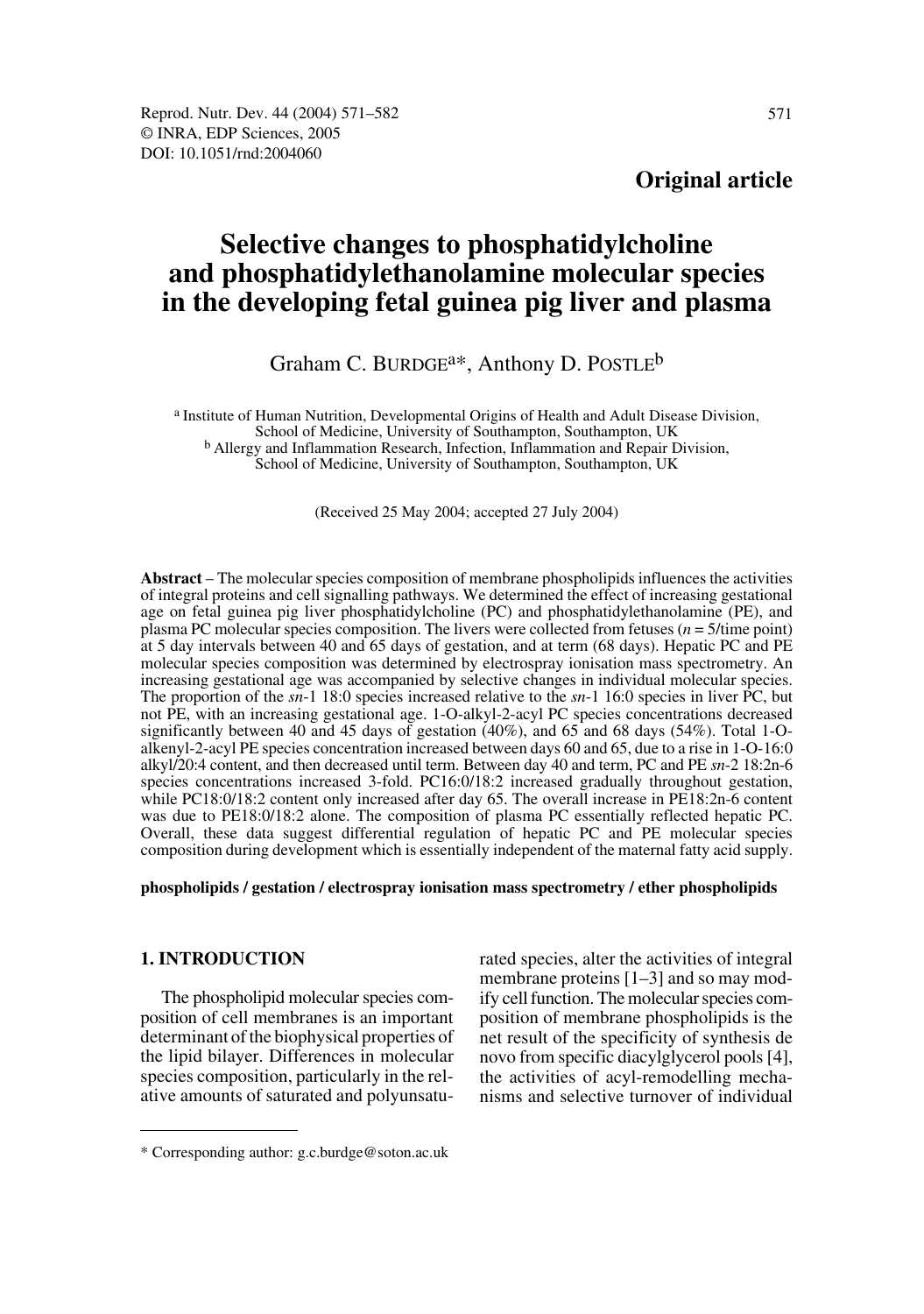Original article

# Selective changes to phosphatidylcholine and phosphatidylethanolamine molecular species in the developing fetal guinea pig liver and plasma

Graham C. BURDGE[a]*, Anthony D. POSTLE[b]

[a] Institute of Human Nutrition, Developmental Origins of Health and Adult Disease Division, School of Medicine, University of Southampton, Southampton, UK
[b] Allergy and Inflammation Research, Infection, Inflammation and Repair Division, School of Medicine, University of Southampton, Southampton, UK

(Received 25 May 2004; accepted 27 July 2004)

**Abstract** – The molecular species composition of membrane phospholipids influences the activities of integral proteins and cell signalling pathways. We determined the effect of increasing gestational age on fetal guinea pig liver phosphatidylcholine (PC) and phosphatidylethanolamine (PE), and plasma PC molecular species composition. The livers were collected from fetuses ($n = 5$/time point) at 5 day intervals between 40 and 65 days of gestation, and at term (68 days). Hepatic PC and PE molecular species composition was determined by electrospray ionisation mass spectrometry. An increasing gestational age was accompanied by selective changes in individual molecular species. The proportion of the *sn*-1 18:0 species increased relative to the *sn*-1 16:0 species in liver PC, but not PE, with an increasing gestational age. 1-O-alkyl-2-acyl PC species concentrations decreased significantly between 40 and 45 days of gestation (40%), and 65 and 68 days (54%). Total 1-O-alkenyl-2-acyl PE species concentration increased between days 60 and 65, due to a rise in 1-O-16:0 alkyl/20:4 content, and then decreased until term. Between day 40 and term, PC and PE *sn*-2 18:2n-6 species concentrations increased 3-fold. PC16:0/18:2 increased gradually throughout gestation, while PC18:0/18:2 content only increased after day 65. The overall increase in PE18:2n-6 content was due to PE18:0/18:2 alone. The composition of plasma PC essentially reflected hepatic PC. Overall, these data suggest differential regulation of hepatic PC and PE molecular species composition during development which is essentially independent of the maternal fatty acid supply.

**phospholipids / gestation / electrospray ionisation mass spectrometry / ether phospholipids**

## 1. INTRODUCTION

The phospholipid molecular species composition of cell membranes is an important determinant of the biophysical properties of the lipid bilayer. Differences in molecular species composition, particularly in the relative amounts of saturated and polyunsaturated species, alter the activities of integral membrane proteins [1–3] and so may modify cell function. The molecular species composition of membrane phospholipids is the net result of the specificity of synthesis de novo from specific diacylglycerol pools [4], the activities of acyl-remodelling mechanisms and selective turnover of individual

* Corresponding author: g.c.burdge@soton.ac.uk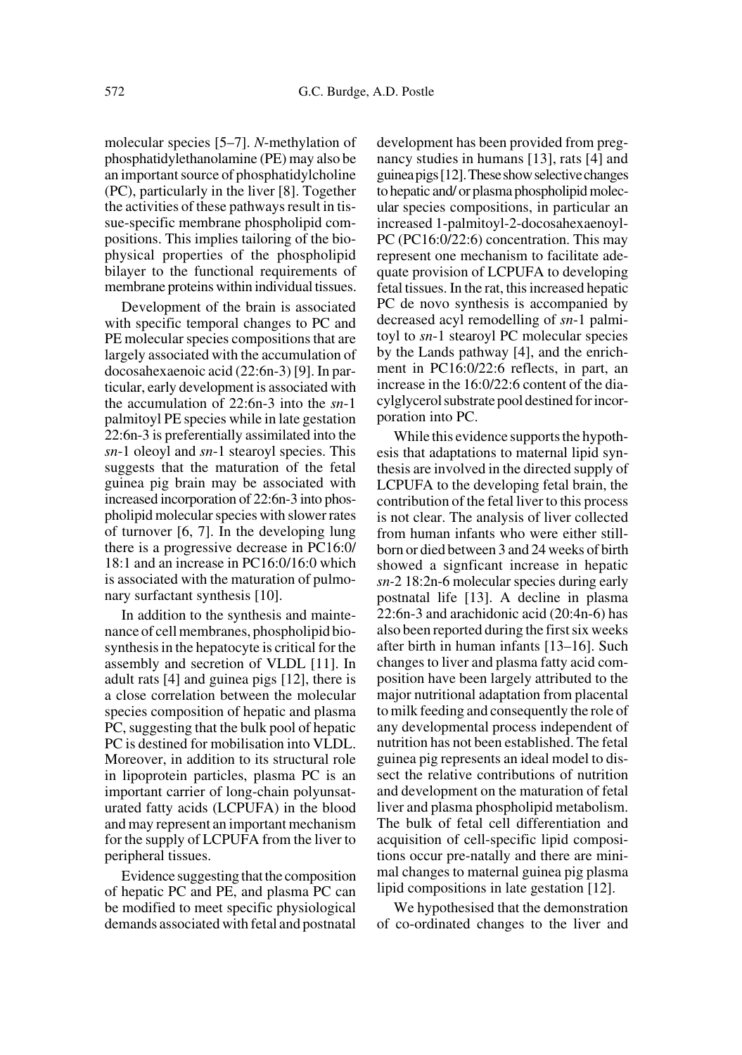molecular species [5–7]. *N*-methylation of phosphatidylethanolamine (PE) may also be an important source of phosphatidylcholine (PC), particularly in the liver [8]. Together the activities of these pathways result in tissue-specific membrane phospholipid compositions. This implies tailoring of the biophysical properties of the phospholipid bilayer to the functional requirements of membrane proteins within individual tissues.

Development of the brain is associated with specific temporal changes to PC and PE molecular species compositions that are largely associated with the accumulation of docosahexaenoic acid (22:6n-3) [9]. In particular, early development is associated with the accumulation of 22:6n-3 into the *sn*-1 palmitoyl PE species while in late gestation 22:6n-3 is preferentially assimilated into the *sn*-1 oleoyl and *sn*-1 stearoyl species. This suggests that the maturation of the fetal guinea pig brain may be associated with increased incorporation of 22:6n-3 into phospholipid molecular species with slower rates of turnover [6, 7]. In the developing lung there is a progressive decrease in PC16:0/18:1 and an increase in PC16:0/16:0 which is associated with the maturation of pulmonary surfactant synthesis [10].

In addition to the synthesis and maintenance of cell membranes, phospholipid biosynthesis in the hepatocyte is critical for the assembly and secretion of VLDL [11]. In adult rats [4] and guinea pigs [12], there is a close correlation between the molecular species composition of hepatic and plasma PC, suggesting that the bulk pool of hepatic PC is destined for mobilisation into VLDL. Moreover, in addition to its structural role in lipoprotein particles, plasma PC is an important carrier of long-chain polyunsaturated fatty acids (LCPUFA) in the blood and may represent an important mechanism for the supply of LCPUFA from the liver to peripheral tissues.

Evidence suggesting that the composition of hepatic PC and PE, and plasma PC can be modified to meet specific physiological demands associated with fetal and postnatal development has been provided from pregnancy studies in humans [13], rats [4] and guinea pigs [12]. These show selective changes to hepatic and/ or plasma phospholipid molecular species compositions, in particular an increased 1-palmitoyl-2-docosahexaenoyl-PC (PC16:0/22:6) concentration. This may represent one mechanism to facilitate adequate provision of LCPUFA to developing fetal tissues. In the rat, this increased hepatic PC de novo synthesis is accompanied by decreased acyl remodelling of *sn*-1 palmitoyl to *sn*-1 stearoyl PC molecular species by the Lands pathway [4], and the enrichment in PC16:0/22:6 reflects, in part, an increase in the 16:0/22:6 content of the diacylglycerol substrate pool destined for incorporation into PC.

While this evidence supports the hypothesis that adaptations to maternal lipid synthesis are involved in the directed supply of LCPUFA to the developing fetal brain, the contribution of the fetal liver to this process is not clear. The analysis of liver collected from human infants who were either stillborn or died between 3 and 24 weeks of birth showed a signficant increase in hepatic *sn*-2 18:2n-6 molecular species during early postnatal life [13]. A decline in plasma 22:6n-3 and arachidonic acid (20:4n-6) has also been reported during the first six weeks after birth in human infants [13–16]. Such changes to liver and plasma fatty acid composition have been largely attributed to the major nutritional adaptation from placental to milk feeding and consequently the role of any developmental process independent of nutrition has not been established. The fetal guinea pig represents an ideal model to dissect the relative contributions of nutrition and development on the maturation of fetal liver and plasma phospholipid metabolism. The bulk of fetal cell differentiation and acquisition of cell-specific lipid compositions occur pre-natally and there are minimal changes to maternal guinea pig plasma lipid compositions in late gestation [12].

We hypothesised that the demonstration of co-ordinated changes to the liver and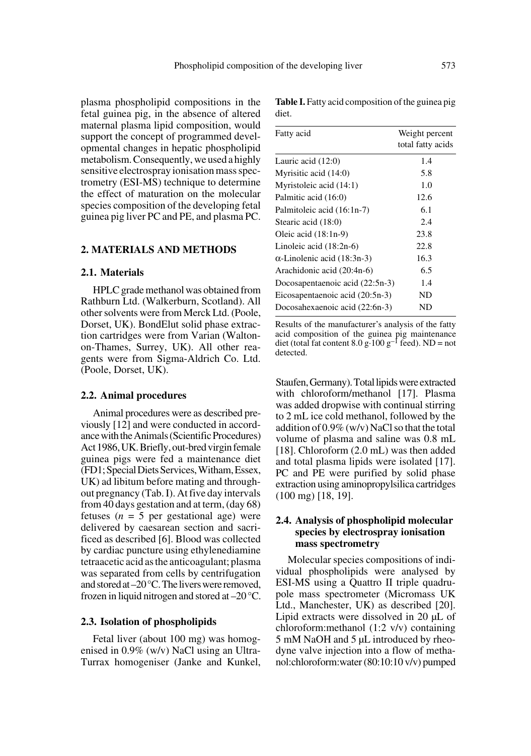plasma phospholipid compositions in the fetal guinea pig, in the absence of altered maternal plasma lipid composition, would support the concept of programmed developmental changes in hepatic phospholipid metabolism. Consequently, we used a highly sensitive electrospray ionisation mass spectrometry (ESI-MS) technique to determine the effect of maturation on the molecular species composition of the developing fetal guinea pig liver PC and PE, and plasma PC.

## 2. MATERIALS AND METHODS

### 2.1. Materials

HPLC grade methanol was obtained from Rathburn Ltd. (Walkerburn, Scotland). All other solvents were from Merck Ltd. (Poole, Dorset, UK). BondElut solid phase extraction cartridges were from Varian (Walton-on-Thames, Surrey, UK). All other reagents were from Sigma-Aldrich Co. Ltd. (Poole, Dorset, UK).

### 2.2. Animal procedures

Animal procedures were as described previously [12] and were conducted in accordance with the Animals (Scientific Procedures) Act 1986, UK. Briefly, out-bred virgin female guinea pigs were fed a maintenance diet (FD1; Special Diets Services, Witham, Essex, UK) ad libitum before mating and throughout pregnancy (Tab. I). At five day intervals from 40 days gestation and at term, (day 68) fetuses ($n$ = 5 per gestational age) were delivered by caesarean section and sacrificed as described [6]. Blood was collected by cardiac puncture using ethylenediamine tetraacetic acid as the anticoagulant; plasma was separated from cells by centrifugation and stored at –20 °C. The livers were removed, frozen in liquid nitrogen and stored at –20 °C.

### 2.3. Isolation of phospholipids

Fetal liver (about 100 mg) was homogenised in 0.9% (w/v) NaCl using an Ultra-Turrax homogeniser (Janke and Kunkel, Staufen, Germany). Total lipids were extracted with chloroform/methanol [17]. Plasma was added dropwise with continual stirring to 2 mL ice cold methanol, followed by the addition of 0.9% (w/v) NaCl so that the total volume of plasma and saline was 0.8 mL [18]. Chloroform (2.0 mL) was then added and total plasma lipids were isolated [17]. PC and PE were purified by solid phase extraction using aminopropylsilica cartridges (100 mg) [18, 19].

**Table I.** Fatty acid composition of the guinea pig diet.

| Fatty acid | Weight percent total fatty acids |
|---|---|
| Lauric acid (12:0) | 1.4 |
| Myrisitic acid (14:0) | 5.8 |
| Myristoleic acid (14:1) | 1.0 |
| Palmitic acid (16:0) | 12.6 |
| Palmitoleic acid (16:1n-7) | 6.1 |
| Stearic acid (18:0) | 2.4 |
| Oleic acid (18:1n-9) | 23.8 |
| Linoleic acid (18:2n-6) | 22.8 |
| α-Linolenic acid (18:3n-3) | 16.3 |
| Arachidonic acid (20:4n-6) | 6.5 |
| Docosapentaenoic acid (22:5n-3) | 1.4 |
| Eicosapentaenoic acid (20:5n-3) | ND |
| Docosahexaenoic acid (22:6n-3) | ND |

Results of the manufacturer's analysis of the fatty acid composition of the guinea pig maintenance diet (total fat content 8.0 g·100 $g^{-1}$ feed). ND = not detected.

### 2.4. Analysis of phospholipid molecular species by electrospray ionisation mass spectrometry

Molecular species compositions of individual phospholipids were analysed by ESI-MS using a Quattro II triple quadrupole mass spectrometer (Micromass UK Ltd., Manchester, UK) as described [20]. Lipid extracts were dissolved in 20 μL of chloroform:methanol (1:2 v/v) containing 5 mM NaOH and 5 μL introduced by rheodyne valve injection into a flow of methanol:chloroform:water (80:10:10 v/v) pumped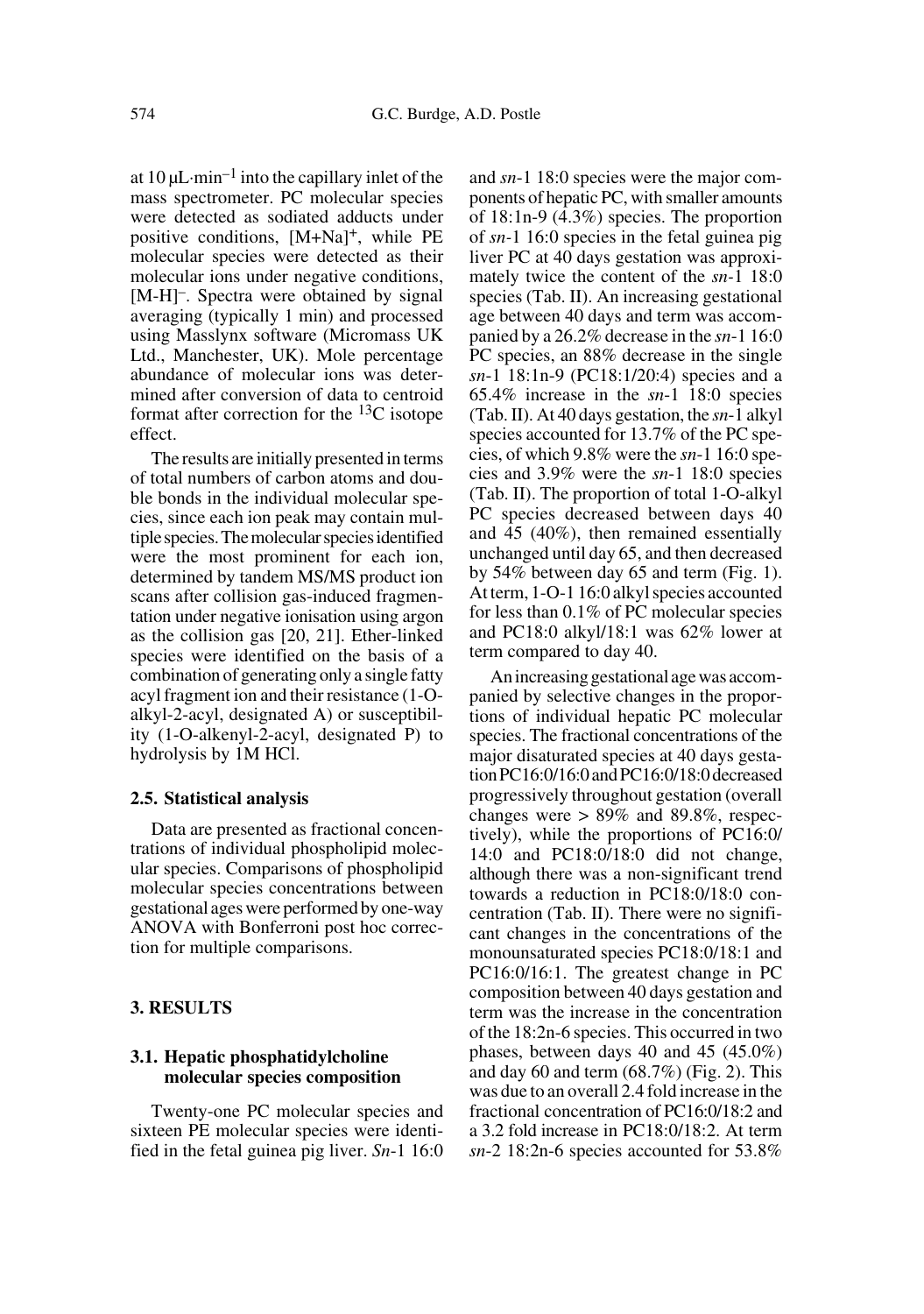at 10 $\mu L \cdot min^{-1}$ into the capillary inlet of the mass spectrometer. PC molecular species were detected as sodiated adducts under positive conditions, $[M+Na]^+$, while PE molecular species were detected as their molecular ions under negative conditions, $[M-H]^-$. Spectra were obtained by signal averaging (typically 1 min) and processed using Masslynx software (Micromass UK Ltd., Manchester, UK). Mole percentage abundance of molecular ions was determined after conversion of data to centroid format after correction for the $^{13}C$ isotope effect.

The results are initially presented in terms of total numbers of carbon atoms and double bonds in the individual molecular species, since each ion peak may contain multiple species. The molecular species identified were the most prominent for each ion, determined by tandem MS/MS product ion scans after collision gas-induced fragmentation under negative ionisation using argon as the collision gas [20, 21]. Ether-linked species were identified on the basis of a combination of generating only a single fatty acyl fragment ion and their resistance (1-O-alkyl-2-acyl, designated A) or susceptibility (1-O-alkenyl-2-acyl, designated P) to hydrolysis by 1M HCl.

## 2.5. Statistical analysis

Data are presented as fractional concentrations of individual phospholipid molecular species. Comparisons of phospholipid molecular species concentrations between gestational ages were performed by one-way ANOVA with Bonferroni post hoc correction for multiple comparisons.

# 3. RESULTS

## 3.1. Hepatic phosphatidylcholine molecular species composition

Twenty-one PC molecular species and sixteen PE molecular species were identified in the fetal guinea pig liver. *Sn*-1 16:0 and *sn*-1 18:0 species were the major components of hepatic PC, with smaller amounts of 18:1n-9 (4.3%) species. The proportion of *sn*-1 16:0 species in the fetal guinea pig liver PC at 40 days gestation was approximately twice the content of the *sn*-1 18:0 species (Tab. II). An increasing gestational age between 40 days and term was accompanied by a 26.2% decrease in the *sn*-1 16:0 PC species, an 88% decrease in the single *sn*-1 18:1n-9 (PC18:1/20:4) species and a 65.4% increase in the *sn*-1 18:0 species (Tab. II). At 40 days gestation, the *sn*-1 alkyl species accounted for 13.7% of the PC species, of which 9.8% were the *sn*-1 16:0 species and 3.9% were the *sn*-1 18:0 species (Tab. II). The proportion of total 1-O-alkyl PC species decreased between days 40 and 45 (40%), then remained essentially unchanged until day 65, and then decreased by 54% between day 65 and term (Fig. 1). At term, 1-O-1 16:0 alkyl species accounted for less than 0.1% of PC molecular species and PC18:0 alkyl/18:1 was 62% lower at term compared to day 40.

An increasing gestational age was accompanied by selective changes in the proportions of individual hepatic PC molecular species. The fractional concentrations of the major disaturated species at 40 days gestation PC16:0/16:0 and PC16:0/18:0 decreased progressively throughout gestation (overall changes were > 89% and 89.8%, respectively), while the proportions of PC16:0/14:0 and PC18:0/18:0 did not change, although there was a non-significant trend towards a reduction in PC18:0/18:0 concentration (Tab. II). There were no significant changes in the concentrations of the monounsaturated species PC18:0/18:1 and PC16:0/16:1. The greatest change in PC composition between 40 days gestation and term was the increase in the concentration of the 18:2n-6 species. This occurred in two phases, between days 40 and 45 (45.0%) and day 60 and term (68.7%) (Fig. 2). This was due to an overall 2.4 fold increase in the fractional concentration of PC16:0/18:2 and a 3.2 fold increase in PC18:0/18:2. At term *sn*-2 18:2n-6 species accounted for 53.8%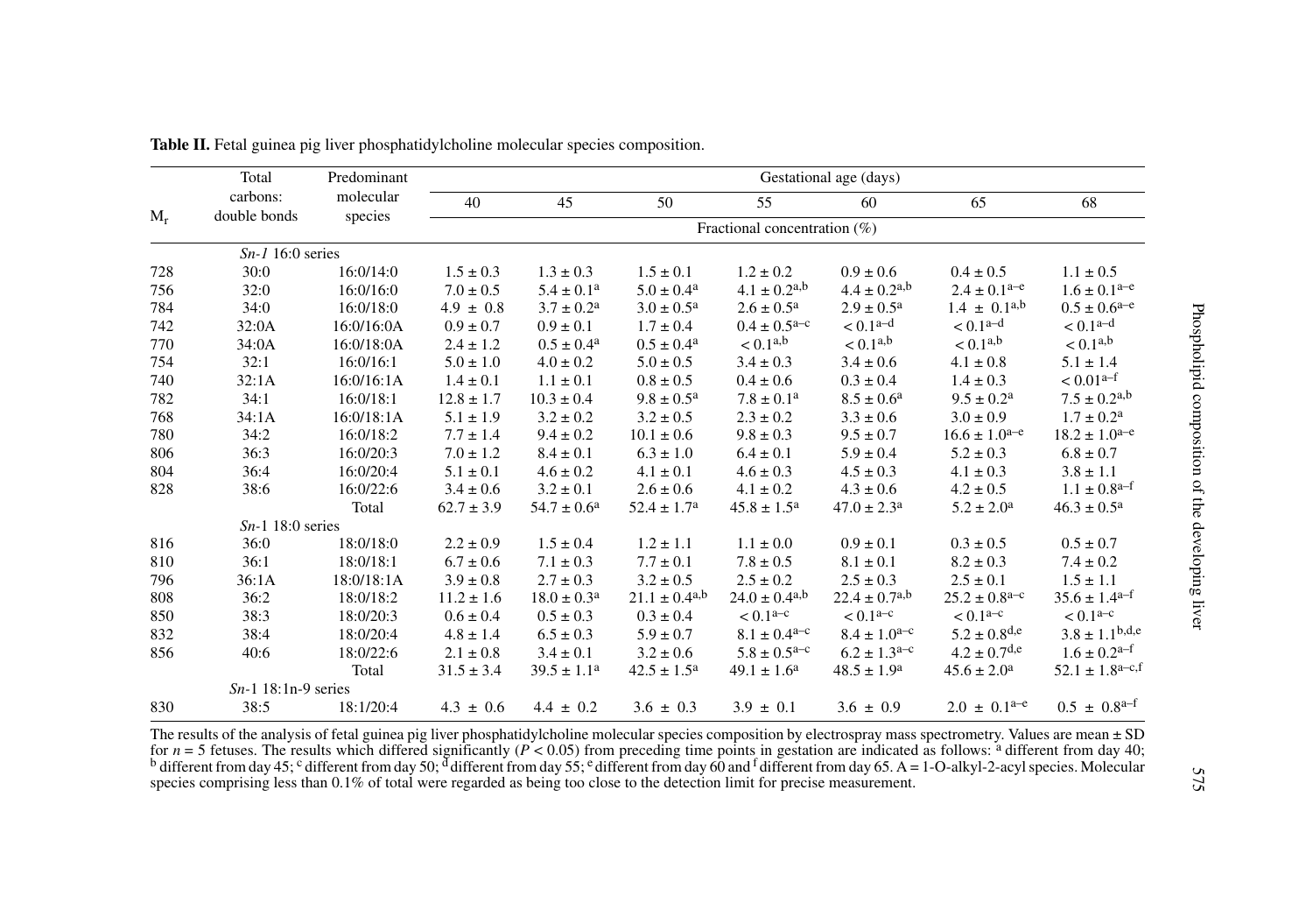**Table II.** Fetal guinea pig liver phosphatidylcholine molecular species composition.

| $M_r$ | Total carbons: double bonds | Predominant molecular species | Gestational age (days) | | | | | | |
|---|---|---|---|---|---|---|---|---|---|
| | | | 40 | 45 | 50 | 55 | 60 | 65 | 68 |
| | | | Fractional concentration (%) | | | | | | |
| | *Sn-1* 16:0 series | | | | | | | | |
| 728 | 30:0 | 16:0/14:0 | 1.5 ± 0.3 | 1.3 ± 0.3 | 1.5 ± 0.1 | 1.2 ± 0.2 | 0.9 ± 0.6 | 0.4 ± 0.5 | 1.1 ± 0.5 |
| 756 | 32:0 | 16:0/16:0 | 7.0 ± 0.5 | 5.4 ± 0.1[a] | 5.0 ± 0.4[a] | 4.1 ± 0.2[a,b] | 4.4 ± 0.2[a,b] | 2.4 ± 0.1[a–e] | 1.6 ± 0.1[a–e] |
| 784 | 34:0 | 16:0/18:0 | 4.9 ± 0.8 | 3.7 ± 0.2[a] | 3.0 ± 0.5[a] | 2.6 ± 0.5[a] | 2.9 ± 0.5[a] | 1.4 ± 0.1[a,b] | 0.5 ± 0.6[a–e] |
| 742 | 32:0A | 16:0/16:0A | 0.9 ± 0.7 | 0.9 ± 0.1 | 1.7 ± 0.4 | 0.4 ± 0.5[a–c] | < 0.1[a–d] | < 0.1[a–d] | < 0.1[a–d] |
| 770 | 34:0A | 16:0/18:0A | 2.4 ± 1.2 | 0.5 ± 0.4[a] | 0.5 ± 0.4[a] | < 0.1[a,b] | < 0.1[a,b] | < 0.1[a,b] | < 0.1[a,b] |
| 754 | 32:1 | 16:0/16:1 | 5.0 ± 1.0 | 4.0 ± 0.2 | 5.0 ± 0.5 | 3.4 ± 0.3 | 3.4 ± 0.6 | 4.1 ± 0.8 | 5.1 ± 1.4 |
| 740 | 32:1A | 16:0/16:1A | 1.4 ± 0.1 | 1.1 ± 0.1 | 0.8 ± 0.5 | 0.4 ± 0.6 | 0.3 ± 0.4 | 1.4 ± 0.3 | < 0.01[a–f] |
| 782 | 34:1 | 16:0/18:1 | 12.8 ± 1.7 | 10.3 ± 0.4 | 9.8 ± 0.5[a] | 7.8 ± 0.1[a] | 8.5 ± 0.6[a] | 9.5 ± 0.2[a] | 7.5 ± 0.2[a,b] |
| 768 | 34:1A | 16:0/18:1A | 5.1 ± 1.9 | 3.2 ± 0.2 | 3.2 ± 0.5 | 2.3 ± 0.2 | 3.3 ± 0.6 | 3.0 ± 0.9 | 1.7 ± 0.2[a] |
| 780 | 34:2 | 16:0/18:2 | 7.7 ± 1.4 | 9.4 ± 0.2 | 10.1 ± 0.6 | 9.8 ± 0.3 | 9.5 ± 0.7 | 16.6 ± 1.0[a–e] | 18.2 ± 1.0[a–e] |
| 806 | 36:3 | 16:0/20:3 | 7.0 ± 1.2 | 8.4 ± 0.1 | 6.3 ± 1.0 | 6.4 ± 0.1 | 5.9 ± 0.4 | 5.2 ± 0.3 | 6.8 ± 0.7 |
| 804 | 36:4 | 16:0/20:4 | 5.1 ± 0.1 | 4.6 ± 0.2 | 4.1 ± 0.1 | 4.6 ± 0.3 | 4.5 ± 0.3 | 4.1 ± 0.3 | 3.8 ± 1.1 |
| 828 | 38:6 | 16:0/22:6 | 3.4 ± 0.6 | 3.2 ± 0.1 | 2.6 ± 0.6 | 4.1 ± 0.2 | 4.3 ± 0.6 | 4.2 ± 0.5 | 1.1 ± 0.8[a–f] |
| | | Total | 62.7 ± 3.9 | 54.7 ± 0.6[a] | 52.4 ± 1.7[a] | 45.8 ± 1.5[a] | 47.0 ± 2.3[a] | 5.2 ± 2.0[a] | 46.3 ± 0.5[a] |
| | *Sn*-1 18:0 series | | | | | | | | |
| 816 | 36:0 | 18:0/18:0 | 2.2 ± 0.9 | 1.5 ± 0.4 | 1.2 ± 1.1 | 1.1 ± 0.0 | 0.9 ± 0.1 | 0.3 ± 0.5 | 0.5 ± 0.7 |
| 810 | 36:1 | 18:0/18:1 | 6.7 ± 0.6 | 7.1 ± 0.3 | 7.7 ± 0.1 | 7.8 ± 0.5 | 8.1 ± 0.1 | 8.2 ± 0.3 | 7.4 ± 0.2 |
| 796 | 36:1A | 18:0/18:1A | 3.9 ± 0.8 | 2.7 ± 0.3 | 3.2 ± 0.5 | 2.5 ± 0.2 | 2.5 ± 0.3 | 2.5 ± 0.1 | 1.5 ± 1.1 |
| 808 | 36:2 | 18:0/18:2 | 11.2 ± 1.6 | 18.0 ± 0.3[a] | 21.1 ± 0.4[a,b] | 24.0 ± 0.4[a,b] | 22.4 ± 0.7[a,b] | 25.2 ± 0.8[a–c] | 35.6 ± 1.4[a–f] |
| 850 | 38:3 | 18:0/20:3 | 0.6 ± 0.4 | 0.5 ± 0.3 | 0.3 ± 0.4 | < 0.1[a–c] | < 0.1[a–c] | < 0.1[a–c] | < 0.1[a–c] |
| 832 | 38:4 | 18:0/20:4 | 4.8 ± 1.4 | 6.5 ± 0.3 | 5.9 ± 0.7 | 8.1 ± 0.4[a–c] | 8.4 ± 1.0[a–c] | 5.2 ± 0.8[d,e] | 3.8 ± 1.1[b,d,e] |
| 856 | 40:6 | 18:0/22:6 | 2.1 ± 0.8 | 3.4 ± 0.1 | 3.2 ± 0.6 | 5.8 ± 0.5[a–c] | 6.2 ± 1.3[a–c] | 4.2 ± 0.7[d,e] | 1.6 ± 0.2[a–f] |
| | | Total | 31.5 ± 3.4 | 39.5 ± 1.1[a] | 42.5 ± 1.5[a] | 49.1 ± 1.6[a] | 48.5 ± 1.9[a] | 45.6 ± 2.0[a] | 52.1 ± 1.8[a–c,f] |
| | *Sn*-1 18:1n-9 series | | | | | | | | |
| 830 | 38:5 | 18:1/20:4 | 4.3 ± 0.6 | 4.4 ± 0.2 | 3.6 ± 0.3 | 3.9 ± 0.1 | 3.6 ± 0.9 | 2.0 ± 0.1[a–e] | 0.5 ± 0.8[a–f] |

The results of the analysis of fetal guinea pig liver phosphatidylcholine molecular species composition by electrospray mass spectrometry. Values are mean ± SD for $n = 5$ fetuses. The results which differed significantly ($P < 0.05$) from preceding time points in gestation are indicated as follows: [a] different from day 40; [b] different from day 45; [c] different from day 50; [d] different from day 55; [e] different from day 60 and [f] different from day 65. A = 1-O-alkyl-2-acyl species. Molecular species comprising less than 0.1% of total were regarded as being too close to the detection limit for precise measurement.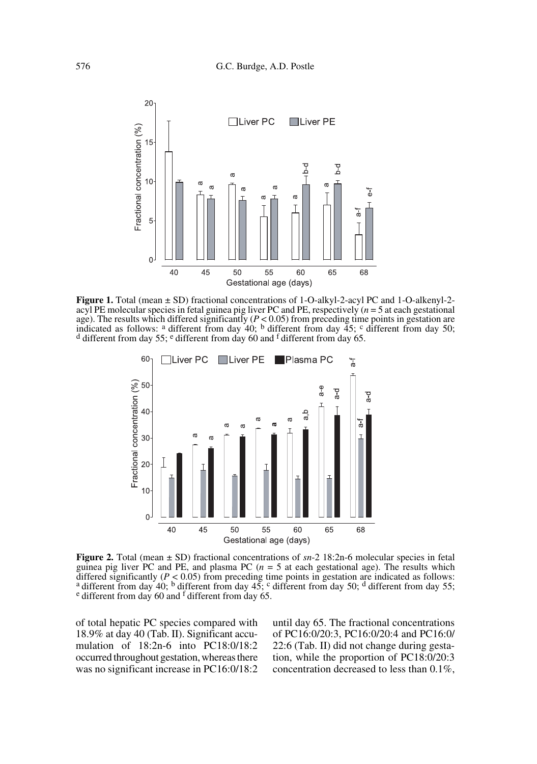**Figure 1.** Total (mean ± SD) fractional concentrations of 1-O-alkyl-2-acyl PC and 1-O-alkenyl-2-acyl PE molecular species in fetal guinea pig liver PC and PE, respectively ($n = 5$ at each gestational age). The results which differed significantly ($P < 0.05$) from preceding time points in gestation are indicated as follows: [a] different from day 40; [b] different from day 45; [c] different from day 50; [d] different from day 55; [e] different from day 60 and [f] different from day 65.

**Figure 2.** Total (mean ± SD) fractional concentrations of *sn*-2 18:2n-6 molecular species in fetal guinea pig liver PC and PE, and plasma PC ($n = 5$ at each gestational age). The results which differed significantly ($P < 0.05$) from preceding time points in gestation are indicated as follows: [a] different from day 40; [b] different from day 45; [c] different from day 50; [d] different from day 55; [e] different from day 60 and [f] different from day 65.

of total hepatic PC species compared with 18.9% at day 40 (Tab. II). Significant accumulation of 18:2n-6 into PC18:0/18:2 occurred throughout gestation, whereas there was no significant increase in PC16:0/18:2 until day 65. The fractional concentrations of PC16:0/20:3, PC16:0/20:4 and PC16:0/22:6 (Tab. II) did not change during gestation, while the proportion of PC18:0/20:3 concentration decreased to less than 0.1%,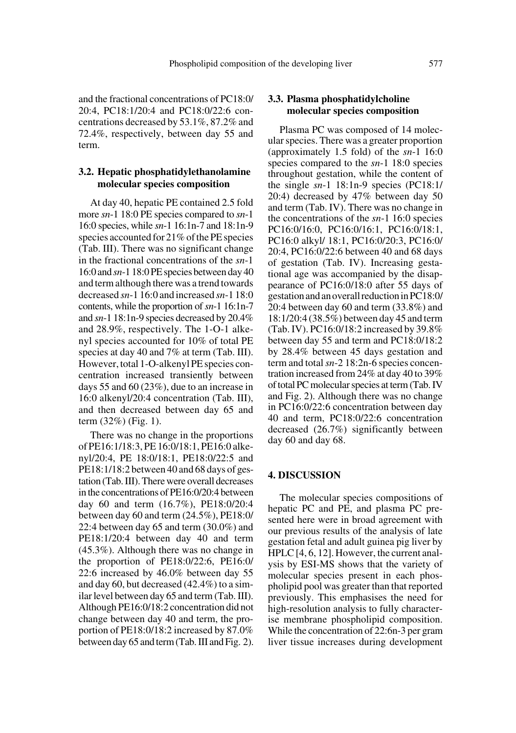and the fractional concentrations of PC18:0/20:4, PC18:1/20:4 and PC18:0/22:6 concentrations decreased by 53.1%, 87.2% and 72.4%, respectively, between day 55 and term.

### 3.2. Hepatic phosphatidylethanolamine molecular species composition

At day 40, hepatic PE contained 2.5 fold more *sn*-1 18:0 PE species compared to *sn*-1 16:0 species, while *sn*-1 16:1n-7 and 18:1n-9 species accounted for 21% of the PE species (Tab. III). There was no significant change in the fractional concentrations of the *sn*-1 16:0 and *sn*-1 18:0 PE species between day 40 and term although there was a trend towards decreased *sn*-1 16:0 and increased *sn*-1 18:0 contents, while the proportion of *sn*-1 16:1n-7 and *sn*-1 18:1n-9 species decreased by 20.4% and 28.9%, respectively. The 1-O-1 alkenyl species accounted for 10% of total PE species at day 40 and 7% at term (Tab. III). However, total 1-O-alkenyl PE species concentration increased transiently between days 55 and 60 (23%), due to an increase in 16:0 alkenyl/20:4 concentration (Tab. III), and then decreased between day 65 and term (32%) (Fig. 1).

There was no change in the proportions of PE16:1/18:3, PE 16:0/18:1, PE16:0 alkenyl/20:4, PE 18:0/18:1, PE18:0/22:5 and PE18:1/18:2 between 40 and 68 days of gestation (Tab. III). There were overall decreases in the concentrations of PE16:0/20:4 between day 60 and term (16.7%), PE18:0/20:4 between day 60 and term (24.5%), PE18:0/22:4 between day 65 and term (30.0%) and PE18:1/20:4 between day 40 and term (45.3%). Although there was no change in the proportion of PE18:0/22:6, PE16:0/22:6 increased by 46.0% between day 55 and day 60, but decreased (42.4%) to a similar level between day 65 and term (Tab. III). Although PE16:0/18:2 concentration did not change between day 40 and term, the proportion of PE18:0/18:2 increased by 87.0% between day 65 and term (Tab. III and Fig. 2).

### 3.3. Plasma phosphatidylcholine molecular species composition

Plasma PC was composed of 14 molecular species. There was a greater proportion (approximately 1.5 fold) of the *sn*-1 16:0 species compared to the *sn*-1 18:0 species throughout gestation, while the content of the single *sn*-1 18:1n-9 species (PC18:1/20:4) decreased by 47% between day 50 and term (Tab. IV). There was no change in the concentrations of the *sn*-1 16:0 species PC16:0/16:0, PC16:0/16:1, PC16:0/18:1, PC16:0 alkyl/ 18:1, PC16:0/20:3, PC16:0/20:4, PC16:0/22:6 between 40 and 68 days of gestation (Tab. IV). Increasing gestational age was accompanied by the disappearance of PC16:0/18:0 after 55 days of gestation and an overall reduction in PC18:0/20:4 between day 60 and term (33.8%) and 18:1/20:4 (38.5%) between day 45 and term (Tab. IV). PC16:0/18:2 increased by 39.8% between day 55 and term and PC18:0/18:2 by 28.4% between 45 days gestation and term and total *sn*-2 18:2n-6 species concentration increased from 24% at day 40 to 39% of total PC molecular species at term (Tab. IV and Fig. 2). Although there was no change in PC16:0/22:6 concentration between day 40 and term, PC18:0/22:6 concentration decreased (26.7%) significantly between day 60 and day 68.

## 4. DISCUSSION

The molecular species compositions of hepatic PC and PE, and plasma PC presented here were in broad agreement with our previous results of the analysis of late gestation fetal and adult guinea pig liver by HPLC [4, 6, 12]. However, the current analysis by ESI-MS shows that the variety of molecular species present in each phospholipid pool was greater than that reported previously. This emphasises the need for high-resolution analysis to fully characterise membrane phospholipid composition. While the concentration of 22:6n-3 per gram liver tissue increases during development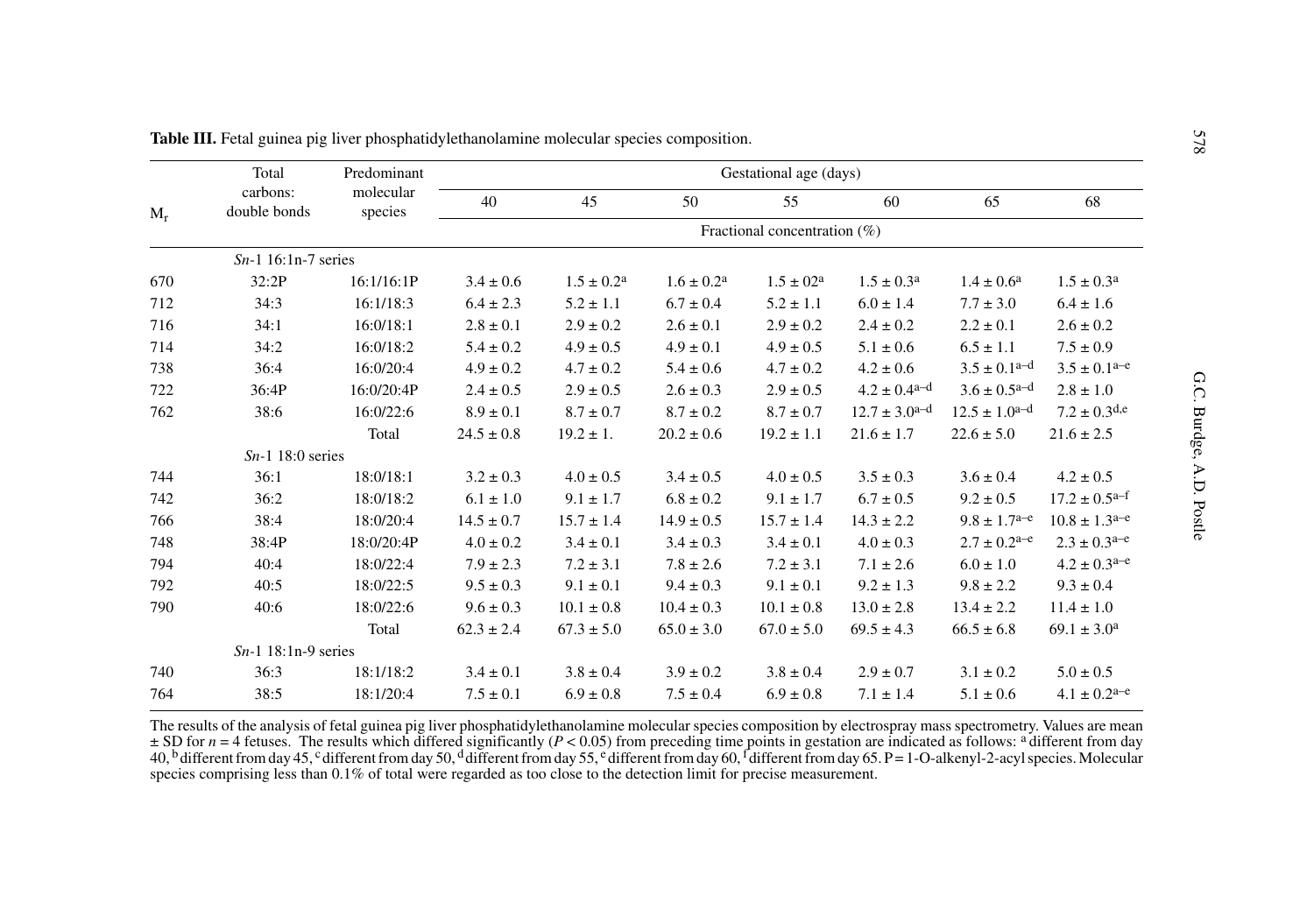**Table III.** Fetal guinea pig liver phosphatidylethanolamine molecular species composition.

| $M_r$ | Total carbons: double bonds | Predominant molecular species | Gestational age (days) | | | | | | |
|---|---|---|---|---|---|---|---|---|---|
| | | | 40 | 45 | 50 | 55 | 60 | 65 | 68 |
| | | | Fractional concentration (%) | | | | | | |
| | *Sn*-1 16:1n-7 series | | | | | | | | |
| 670 | 32:2P | 16:1/16:1P | 3.4 ± 0.6 | 1.5 ± 0.2[a] | 1.6 ± 0.2[a] | 1.5 ± 02[a] | 1.5 ± 0.3[a] | 1.4 ± 0.6[a] | 1.5 ± 0.3[a] |
| 712 | 34:3 | 16:1/18:3 | 6.4 ± 2.3 | 5.2 ± 1.1 | 6.7 ± 0.4 | 5.2 ± 1.1 | 6.0 ± 1.4 | 7.7 ± 3.0 | 6.4 ± 1.6 |
| 716 | 34:1 | 16:0/18:1 | 2.8 ± 0.1 | 2.9 ± 0.2 | 2.6 ± 0.1 | 2.9 ± 0.2 | 2.4 ± 0.2 | 2.2 ± 0.1 | 2.6 ± 0.2 |
| 714 | 34:2 | 16:0/18:2 | 5.4 ± 0.2 | 4.9 ± 0.5 | 4.9 ± 0.1 | 4.9 ± 0.5 | 5.1 ± 0.6 | 6.5 ± 1.1 | 7.5 ± 0.9 |
| 738 | 36:4 | 16:0/20:4 | 4.9 ± 0.2 | 4.7 ± 0.2 | 5.4 ± 0.6 | 4.7 ± 0.2 | 4.2 ± 0.6 | 3.5 ± 0.1[a–d] | 3.5 ± 0.1[a–e] |
| 722 | 36:4P | 16:0/20:4P | 2.4 ± 0.5 | 2.9 ± 0.5 | 2.6 ± 0.3 | 2.9 ± 0.5 | 4.2 ± 0.4[a–d] | 3.6 ± 0.5[a–d] | 2.8 ± 1.0 |
| 762 | 38:6 | 16:0/22:6 | 8.9 ± 0.1 | 8.7 ± 0.7 | 8.7 ± 0.2 | 8.7 ± 0.7 | 12.7 ± 3.0[a–d] | 12.5 ± 1.0[a–d] | 7.2 ± 0.3[d,e] |
| | | Total | 24.5 ± 0.8 | 19.2 ± 1. | 20.2 ± 0.6 | 19.2 ± 1.1 | 21.6 ± 1.7 | 22.6 ± 5.0 | 21.6 ± 2.5 |
| | *Sn*-1 18:0 series | | | | | | | | |
| 744 | 36:1 | 18:0/18:1 | 3.2 ± 0.3 | 4.0 ± 0.5 | 3.4 ± 0.5 | 4.0 ± 0.5 | 3.5 ± 0.3 | 3.6 ± 0.4 | 4.2 ± 0.5 |
| 742 | 36:2 | 18:0/18:2 | 6.1 ± 1.0 | 9.1 ± 1.7 | 6.8 ± 0.2 | 9.1 ± 1.7 | 6.7 ± 0.5 | 9.2 ± 0.5 | 17.2 ± 0.5[a–f] |
| 766 | 38:4 | 18:0/20:4 | 14.5 ± 0.7 | 15.7 ± 1.4 | 14.9 ± 0.5 | 15.7 ± 1.4 | 14.3 ± 2.2 | 9.8 ± 1.7[a–e] | 10.8 ± 1.3[a–e] |
| 748 | 38:4P | 18:0/20:4P | 4.0 ± 0.2 | 3.4 ± 0.1 | 3.4 ± 0.3 | 3.4 ± 0.1 | 4.0 ± 0.3 | 2.7 ± 0.2[a–e] | 2.3 ± 0.3[a–e] |
| 794 | 40:4 | 18:0/22:4 | 7.9 ± 2.3 | 7.2 ± 3.1 | 7.8 ± 2.6 | 7.2 ± 3.1 | 7.1 ± 2.6 | 6.0 ± 1.0 | 4.2 ± 0.3[a–e] |
| 792 | 40:5 | 18:0/22:5 | 9.5 ± 0.3 | 9.1 ± 0.1 | 9.4 ± 0.3 | 9.1 ± 0.1 | 9.2 ± 1.3 | 9.8 ± 2.2 | 9.3 ± 0.4 |
| 790 | 40:6 | 18:0/22:6 | 9.6 ± 0.3 | 10.1 ± 0.8 | 10.4 ± 0.3 | 10.1 ± 0.8 | 13.0 ± 2.8 | 13.4 ± 2.2 | 11.4 ± 1.0 |
| | | Total | 62.3 ± 2.4 | 67.3 ± 5.0 | 65.0 ± 3.0 | 67.0 ± 5.0 | 69.5 ± 4.3 | 66.5 ± 6.8 | 69.1 ± 3.0[a] |
| | *Sn*-1 18:1n-9 series | | | | | | | | |
| 740 | 36:3 | 18:1/18:2 | 3.4 ± 0.1 | 3.8 ± 0.4 | 3.9 ± 0.2 | 3.8 ± 0.4 | 2.9 ± 0.7 | 3.1 ± 0.2 | 5.0 ± 0.5 |
| 764 | 38:5 | 18:1/20:4 | 7.5 ± 0.1 | 6.9 ± 0.8 | 7.5 ± 0.4 | 6.9 ± 0.8 | 7.1 ± 1.4 | 5.1 ± 0.6 | 4.1 ± 0.2[a–e] |

The results of the analysis of fetal guinea pig liver phosphatidylethanolamine molecular species composition by electrospray mass spectrometry. Values are mean ± SD for $n = 4$ fetuses. The results which differed significantly ($P < 0.05$) from preceding time points in gestation are indicated as follows: [a] different from day 40, [b] different from day 45, [c] different from day 50, [d] different from day 55, [e] different from day 60, [f] different from day 65. P = 1-O-alkenyl-2-acyl species. Molecular species comprising less than 0.1% of total were regarded as too close to the detection limit for precise measurement.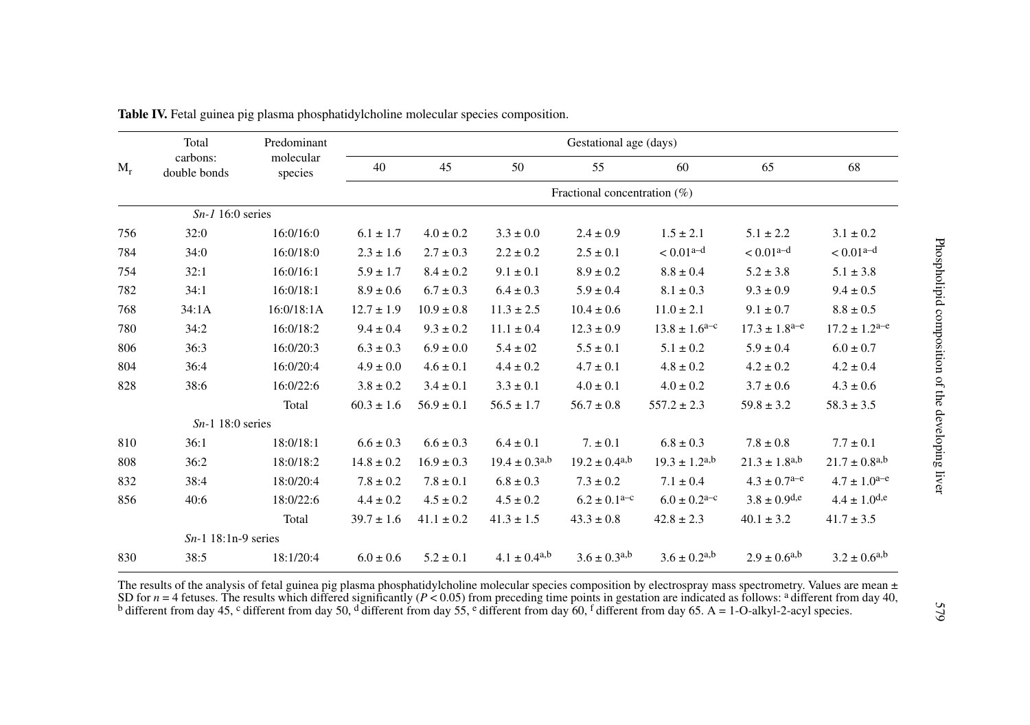**Table IV.** Fetal guinea pig plasma phosphatidylcholine molecular species composition.

| $M_r$ | Total carbons: double bonds | Predominant molecular species | Gestational age (days) | | | | | | |
|---|---|---|---|---|---|---|---|---|---|
| | | | 40 | 45 | 50 | 55 | 60 | 65 | 68 |
| | | | Fractional concentration (%) | | | | | | |
| | *Sn-1* 16:0 series | | | | | | | | |
| 756 | 32:0 | 16:0/16:0 | 6.1 ± 1.7 | 4.0 ± 0.2 | 3.3 ± 0.0 | 2.4 ± 0.9 | 1.5 ± 2.1 | 5.1 ± 2.2 | 3.1 ± 0.2 |
| 784 | 34:0 | 16:0/18:0 | 2.3 ± 1.6 | 2.7 ± 0.3 | 2.2 ± 0.2 | 2.5 ± 0.1 | < 0.01[a–d] | < 0.01[a–d] | < 0.01[a–d] |
| 754 | 32:1 | 16:0/16:1 | 5.9 ± 1.7 | 8.4 ± 0.2 | 9.1 ± 0.1 | 8.9 ± 0.2 | 8.8 ± 0.4 | 5.2 ± 3.8 | 5.1 ± 3.8 |
| 782 | 34:1 | 16:0/18:1 | 8.9 ± 0.6 | 6.7 ± 0.3 | 6.4 ± 0.3 | 5.9 ± 0.4 | 8.1 ± 0.3 | 9.3 ± 0.9 | 9.4 ± 0.5 |
| 768 | 34:1A | 16:0/18:1A | 12.7 ± 1.9 | 10.9 ± 0.8 | 11.3 ± 2.5 | 10.4 ± 0.6 | 11.0 ± 2.1 | 9.1 ± 0.7 | 8.8 ± 0.5 |
| 780 | 34:2 | 16:0/18:2 | 9.4 ± 0.4 | 9.3 ± 0.2 | 11.1 ± 0.4 | 12.3 ± 0.9 | 13.8 ± 1.6[a–c] | 17.3 ± 1.8[a–e] | 17.2 ± 1.2[a–e] |
| 806 | 36:3 | 16:0/20:3 | 6.3 ± 0.3 | 6.9 ± 0.0 | 5.4 ± 02 | 5.5 ± 0.1 | 5.1 ± 0.2 | 5.9 ± 0.4 | 6.0 ± 0.7 |
| 804 | 36:4 | 16:0/20:4 | 4.9 ± 0.0 | 4.6 ± 0.1 | 4.4 ± 0.2 | 4.7 ± 0.1 | 4.8 ± 0.2 | 4.2 ± 0.2 | 4.2 ± 0.4 |
| 828 | 38:6 | 16:0/22:6 | 3.8 ± 0.2 | 3.4 ± 0.1 | 3.3 ± 0.1 | 4.0 ± 0.1 | 4.0 ± 0.2 | 3.7 ± 0.6 | 4.3 ± 0.6 |
| | | Total | 60.3 ± 1.6 | 56.9 ± 0.1 | 56.5 ± 1.7 | 56.7 ± 0.8 | 557.2 ± 2.3 | 59.8 ± 3.2 | 58.3 ± 3.5 |
| | *Sn*-1 18:0 series | | | | | | | | |
| 810 | 36:1 | 18:0/18:1 | 6.6 ± 0.3 | 6.6 ± 0.3 | 6.4 ± 0.1 | 7. ± 0.1 | 6.8 ± 0.3 | 7.8 ± 0.8 | 7.7 ± 0.1 |
| 808 | 36:2 | 18:0/18:2 | 14.8 ± 0.2 | 16.9 ± 0.3 | 19.4 ± 0.3[a,b] | 19.2 ± 0.4[a,b] | 19.3 ± 1.2[a,b] | 21.3 ± 1.8[a,b] | 21.7 ± 0.8[a,b] |
| 832 | 38:4 | 18:0/20:4 | 7.8 ± 0.2 | 7.8 ± 0.1 | 6.8 ± 0.3 | 7.3 ± 0.2 | 7.1 ± 0.4 | 4.3 ± 0.7[a–e] | 4.7 ± 1.0[a–e] |
| 856 | 40:6 | 18:0/22:6 | 4.4 ± 0.2 | 4.5 ± 0.2 | 4.5 ± 0.2 | 6.2 ± 0.1[a–c] | 6.0 ± 0.2[a–c] | 3.8 ± 0.9[d,e] | 4.4 ± 1.0[d,e] |
| | | Total | 39.7 ± 1.6 | 41.1 ± 0.2 | 41.3 ± 1.5 | 43.3 ± 0.8 | 42.8 ± 2.3 | 40.1 ± 3.2 | 41.7 ± 3.5 |
| | *Sn*-1 18:1n-9 series | | | | | | | | |
| 830 | 38:5 | 18:1/20:4 | 6.0 ± 0.6 | 5.2 ± 0.1 | 4.1 ± 0.4[a,b] | 3.6 ± 0.3[a,b] | 3.6 ± 0.2[a,b] | 2.9 ± 0.6[a,b] | 3.2 ± 0.6[a,b] |

The results of the analysis of fetal guinea pig plasma phosphatidylcholine molecular species composition by electrospray mass spectrometry. Values are mean ± SD for $n = 4$ fetuses. The results which differed significantly ($P < 0.05$) from preceding time points in gestation are indicated as follows: [a] different from day 40, [b] different from day 45, [c] different from day 50, [d] different from day 55, [e] different from day 60, [f] different from day 65. A = 1-O-alkyl-2-acyl species.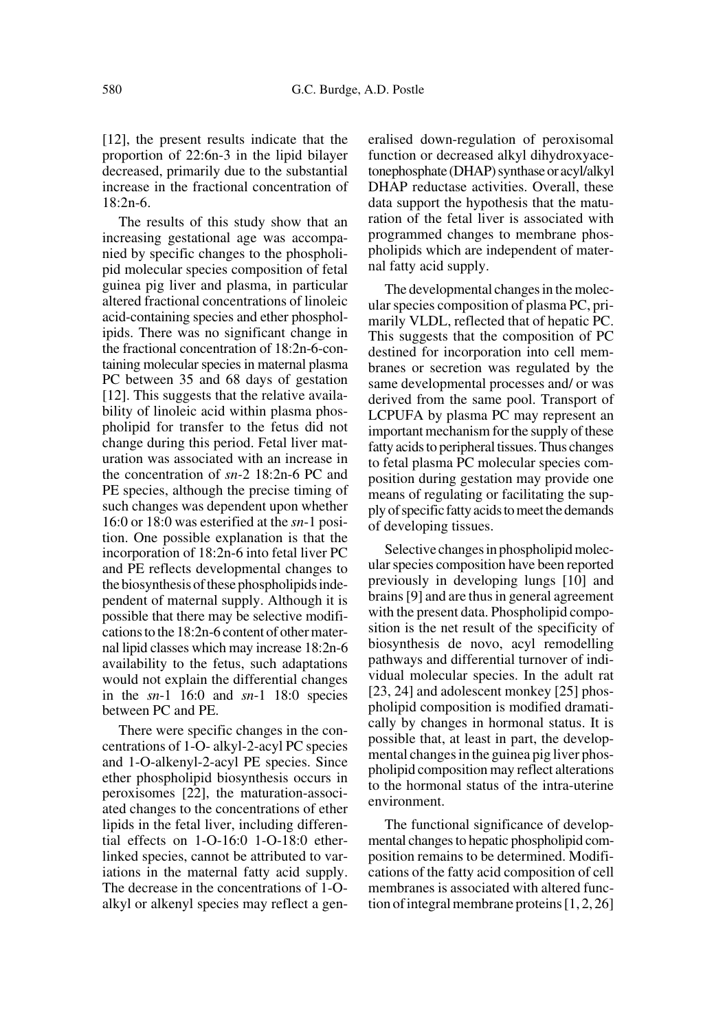[12], the present results indicate that the proportion of 22:6n-3 in the lipid bilayer decreased, primarily due to the substantial increase in the fractional concentration of 18:2n-6.

The results of this study show that an increasing gestational age was accompanied by specific changes to the phospholipid molecular species composition of fetal guinea pig liver and plasma, in particular altered fractional concentrations of linoleic acid-containing species and ether phospholipids. There was no significant change in the fractional concentration of 18:2n-6-containing molecular species in maternal plasma PC between 35 and 68 days of gestation [12]. This suggests that the relative availability of linoleic acid within plasma phospholipid for transfer to the fetus did not change during this period. Fetal liver maturation was associated with an increase in the concentration of *sn*-2 18:2n-6 PC and PE species, although the precise timing of such changes was dependent upon whether 16:0 or 18:0 was esterified at the *sn*-1 position. One possible explanation is that the incorporation of 18:2n-6 into fetal liver PC and PE reflects developmental changes to the biosynthesis of these phospholipids independent of maternal supply. Although it is possible that there may be selective modifications to the 18:2n-6 content of other maternal lipid classes which may increase 18:2n-6 availability to the fetus, such adaptations would not explain the differential changes in the *sn*-1 16:0 and *sn*-1 18:0 species between PC and PE.

There were specific changes in the concentrations of 1-O- alkyl-2-acyl PC species and 1-O-alkenyl-2-acyl PE species. Since ether phospholipid biosynthesis occurs in peroxisomes [22], the maturation-associated changes to the concentrations of ether lipids in the fetal liver, including differential effects on 1-O-16:0 1-O-18:0 ether-linked species, cannot be attributed to variations in the maternal fatty acid supply. The decrease in the concentrations of 1-O-alkyl or alkenyl species may reflect a generalised down-regulation of peroxisomal function or decreased alkyl dihydroxyacetonephosphate (DHAP) synthase or acyl/alkyl DHAP reductase activities. Overall, these data support the hypothesis that the maturation of the fetal liver is associated with programmed changes to membrane phospholipids which are independent of maternal fatty acid supply.

The developmental changes in the molecular species composition of plasma PC, primarily VLDL, reflected that of hepatic PC. This suggests that the composition of PC destined for incorporation into cell membranes or secretion was regulated by the same developmental processes and/ or was derived from the same pool. Transport of LCPUFA by plasma PC may represent an important mechanism for the supply of these fatty acids to peripheral tissues. Thus changes to fetal plasma PC molecular species composition during gestation may provide one means of regulating or facilitating the supply of specific fatty acids to meet the demands of developing tissues.

Selective changes in phospholipid molecular species composition have been reported previously in developing lungs [10] and brains [9] and are thus in general agreement with the present data. Phospholipid composition is the net result of the specificity of biosynthesis de novo, acyl remodelling pathways and differential turnover of individual molecular species. In the adult rat [23, 24] and adolescent monkey [25] phospholipid composition is modified dramatically by changes in hormonal status. It is possible that, at least in part, the developmental changes in the guinea pig liver phospholipid composition may reflect alterations to the hormonal status of the intra-uterine environment.

The functional significance of developmental changes to hepatic phospholipid composition remains to be determined. Modifications of the fatty acid composition of cell membranes is associated with altered function of integral membrane proteins [1, 2, 26]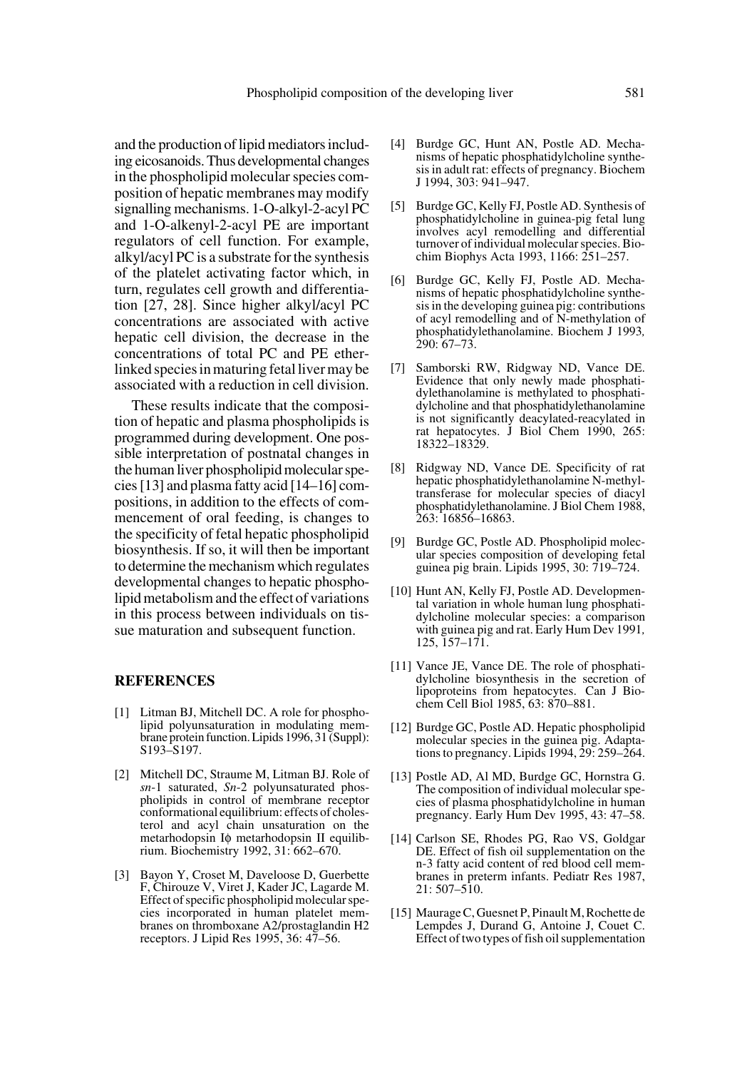and the production of lipid mediators including eicosanoids. Thus developmental changes in the phospholipid molecular species composition of hepatic membranes may modify signalling mechanisms. 1-O-alkyl-2-acyl PC and 1-O-alkenyl-2-acyl PE are important regulators of cell function. For example, alkyl/acyl PC is a substrate for the synthesis of the platelet activating factor which, in turn, regulates cell growth and differentiation [27, 28]. Since higher alkyl/acyl PC concentrations are associated with active hepatic cell division, the decrease in the concentrations of total PC and PE ether-linked species in maturing fetal liver may be associated with a reduction in cell division.

These results indicate that the composition of hepatic and plasma phospholipids is programmed during development. One possible interpretation of postnatal changes in the human liver phospholipid molecular species [13] and plasma fatty acid [14–16] compositions, in addition to the effects of commencement of oral feeding, is changes to the specificity of fetal hepatic phospholipid biosynthesis. If so, it will then be important to determine the mechanism which regulates developmental changes to hepatic phospholipid metabolism and the effect of variations in this process between individuals on tissue maturation and subsequent function.

## REFERENCES

[1] Litman BJ, Mitchell DC. A role for phospholipid polyunsaturation in modulating membrane protein function. Lipids 1996, 31 (Suppl): S193–S197.

[2] Mitchell DC, Straume M, Litman BJ. Role of *sn*-1 saturated, *Sn*-2 polyunsaturated phospholipids in control of membrane receptor conformational equilibrium: effects of cholesterol and acyl chain unsaturation on the metarhodopsin Iϕ metarhodopsin II equilibrium. Biochemistry 1992, 31: 662–670.

[3] Bayon Y, Croset M, Daveloose D, Guerbette F, Chirouze V, Viret J, Kader JC, Lagarde M. Effect of specific phospholipid molecular species incorporated in human platelet membranes on thromboxane A2/prostaglandin H2 receptors. J Lipid Res 1995, 36: 47–56.

[4] Burdge GC, Hunt AN, Postle AD. Mechanisms of hepatic phosphatidylcholine synthesis in adult rat: effects of pregnancy. Biochem J 1994, 303: 941–947.

[5] Burdge GC, Kelly FJ, Postle AD. Synthesis of phosphatidylcholine in guinea-pig fetal lung involves acyl remodelling and differential turnover of individual molecular species. Biochim Biophys Acta 1993, 1166: 251–257.

[6] Burdge GC, Kelly FJ, Postle AD. Mechanisms of hepatic phosphatidylcholine synthesis in the developing guinea pig: contributions of acyl remodelling and of N-methylation of phosphatidylethanolamine. Biochem J 1993, 290: 67–73.

[7] Samborski RW, Ridgway ND, Vance DE. Evidence that only newly made phosphatidylethanolamine is methylated to phosphatidylcholine and that phosphatidylethanolamine is not significantly deacylated-reacylated in rat hepatocytes. J Biol Chem 1990, 265: 18322–18329.

[8] Ridgway ND, Vance DE. Specificity of rat hepatic phosphatidylethanolamine N-methyltransferase for molecular species of diacyl phosphatidylethanolamine. J Biol Chem 1988, 263: 16856–16863.

[9] Burdge GC, Postle AD. Phospholipid molecular species composition of developing fetal guinea pig brain. Lipids 1995, 30: 719–724.

[10] Hunt AN, Kelly FJ, Postle AD. Developmental variation in whole human lung phosphatidylcholine molecular species: a comparison with guinea pig and rat. Early Hum Dev 1991, 125, 157–171.

[11] Vance JE, Vance DE. The role of phosphatidylcholine biosynthesis in the secretion of lipoproteins from hepatocytes. Can J Biochem Cell Biol 1985, 63: 870–881.

[12] Burdge GC, Postle AD. Hepatic phospholipid molecular species in the guinea pig. Adaptations to pregnancy. Lipids 1994, 29: 259–264.

[13] Postle AD, Al MD, Burdge GC, Hornstra G. The composition of individual molecular species of plasma phosphatidylcholine in human pregnancy. Early Hum Dev 1995, 43: 47–58.

[14] Carlson SE, Rhodes PG, Rao VS, Goldgar DE. Effect of fish oil supplementation on the n-3 fatty acid content of red blood cell membranes in preterm infants. Pediatr Res 1987, 21: 507–510.

[15] Maurage C, Guesnet P, Pinault M, Rochette de Lempdes J, Durand G, Antoine J, Couet C. Effect of two types of fish oil supplementation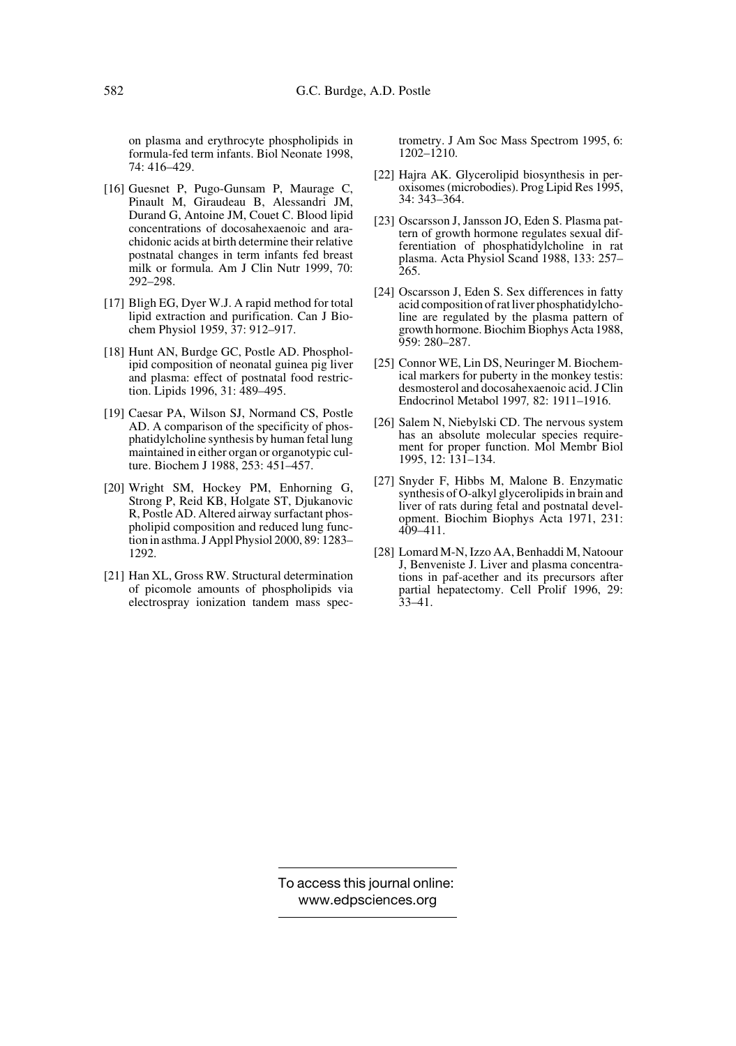on plasma and erythrocyte phospholipids in formula-fed term infants. Biol Neonate 1998, 74: 416–429.

[16] Guesnet P, Pugo-Gunsam P, Maurage C, Pinault M, Giraudeau B, Alessandri JM, Durand G, Antoine JM, Couet C. Blood lipid concentrations of docosahexaenoic and arachidonic acids at birth determine their relative postnatal changes in term infants fed breast milk or formula. Am J Clin Nutr 1999, 70: 292–298.

[17] Bligh EG, Dyer W.J. A rapid method for total lipid extraction and purification. Can J Biochem Physiol 1959, 37: 912–917.

[18] Hunt AN, Burdge GC, Postle AD. Phospholipid composition of neonatal guinea pig liver and plasma: effect of postnatal food restriction. Lipids 1996, 31: 489–495.

[19] Caesar PA, Wilson SJ, Normand CS, Postle AD. A comparison of the specificity of phosphatidylcholine synthesis by human fetal lung maintained in either organ or organotypic culture. Biochem J 1988, 253: 451–457.

[20] Wright SM, Hockey PM, Enhorning G, Strong P, Reid KB, Holgate ST, Djukanovic R, Postle AD. Altered airway surfactant phospholipid composition and reduced lung function in asthma. J Appl Physiol 2000, 89: 1283–1292.

[21] Han XL, Gross RW. Structural determination of picomole amounts of phospholipids via electrospray ionization tandem mass spectrometry. J Am Soc Mass Spectrom 1995, 6: 1202–1210.

[22] Hajra AK. Glycerolipid biosynthesis in peroxisomes (microbodies). Prog Lipid Res 1995, 34: 343–364.

[23] Oscarsson J, Jansson JO, Eden S. Plasma pattern of growth hormone regulates sexual differentiation of phosphatidylcholine in rat plasma. Acta Physiol Scand 1988, 133: 257–265.

[24] Oscarsson J, Eden S. Sex differences in fatty acid composition of rat liver phosphatidylcholine are regulated by the plasma pattern of growth hormone. Biochim Biophys Acta 1988, 959: 280–287.

[25] Connor WE, Lin DS, Neuringer M. Biochemical markers for puberty in the monkey testis: desmosterol and docosahexaenoic acid. J Clin Endocrinol Metabol 1997, 82: 1911–1916.

[26] Salem N, Niebylski CD. The nervous system has an absolute molecular species requirement for proper function. Mol Membr Biol 1995, 12: 131–134.

[27] Snyder F, Hibbs M, Malone B. Enzymatic synthesis of O-alkyl glycerolipids in brain and liver of rats during fetal and postnatal development. Biochim Biophys Acta 1971, 231: 409–411.

[28] Lomard M-N, Izzo AA, Benhaddi M, Natoour J, Benveniste J. Liver and plasma concentrations in paf-acether and its precursors after partial hepatectomy. Cell Prolif 1996, 29: 33–41.

To access this journal online:
www.edpsciences.org